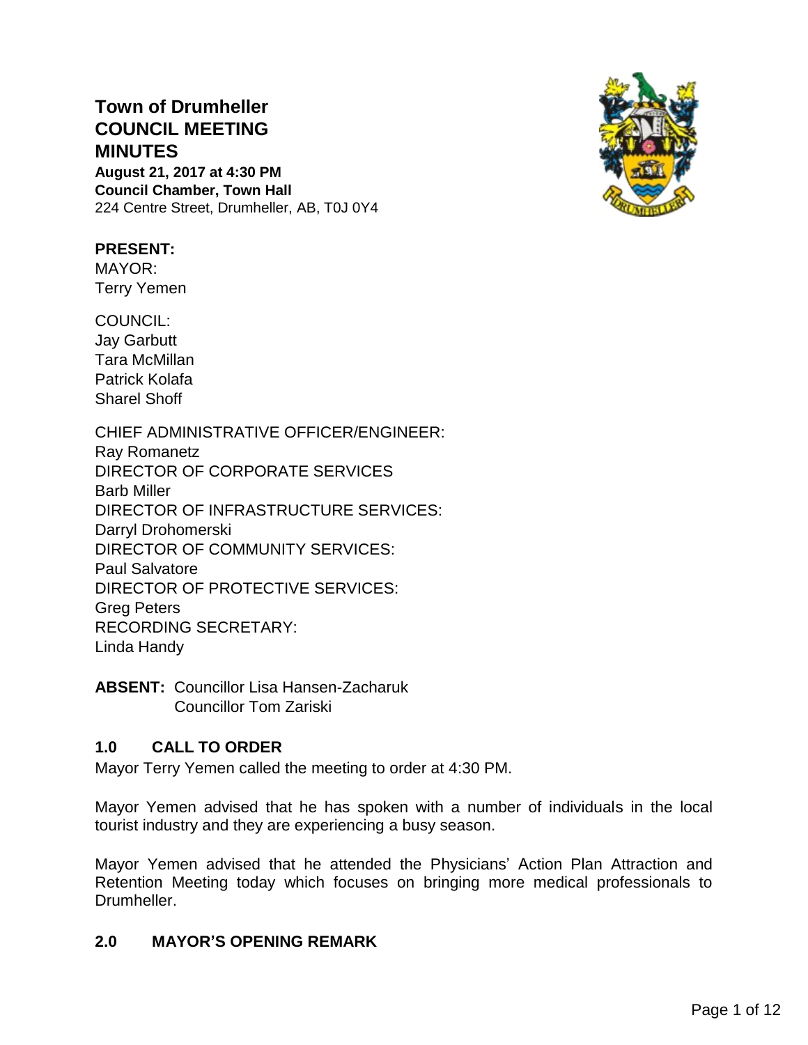# Town of Drumheller
# COUNCIL MEETING
# MINUTES

**August 21, 2017 at 4:30 PM**
**Council Chamber, Town Hall**
224 Centre Street, Drumheller, AB, T0J 0Y4

**PRESENT:**
MAYOR:
Terry Yemen

COUNCIL:
Jay Garbutt
Tara McMillan
Patrick Kolafa
Sharel Shoff

CHIEF ADMINISTRATIVE OFFICER/ENGINEER:
Ray Romanetz
DIRECTOR OF CORPORATE SERVICES
Barb Miller
DIRECTOR OF INFRASTRUCTURE SERVICES:
Darryl Drohomerski
DIRECTOR OF COMMUNITY SERVICES:
Paul Salvatore
DIRECTOR OF PROTECTIVE SERVICES:
Greg Peters
RECORDING SECRETARY:
Linda Handy

**ABSENT:** Councillor Lisa Hansen-Zacharuk
Councillor Tom Zariski

## 1.0 CALL TO ORDER

Mayor Terry Yemen called the meeting to order at 4:30 PM.

Mayor Yemen advised that he has spoken with a number of individuals in the local tourist industry and they are experiencing a busy season.

Mayor Yemen advised that he attended the Physicians' Action Plan Attraction and Retention Meeting today which focuses on bringing more medical professionals to Drumheller.

## 2.0 MAYOR'S OPENING REMARK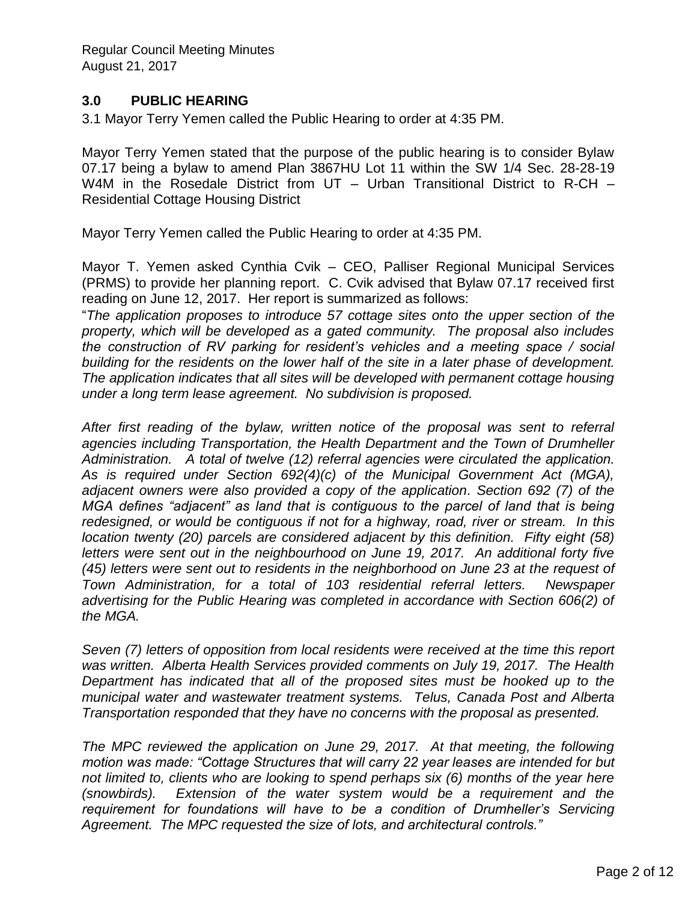## 3.0 PUBLIC HEARING

3.1 Mayor Terry Yemen called the Public Hearing to order at 4:35 PM.

Mayor Terry Yemen stated that the purpose of the public hearing is to consider Bylaw 07.17 being a bylaw to amend Plan 3867HU Lot 11 within the SW 1/4 Sec. 28-28-19 W4M in the Rosedale District from UT – Urban Transitional District to R-CH – Residential Cottage Housing District

Mayor Terry Yemen called the Public Hearing to order at 4:35 PM.

Mayor T. Yemen asked Cynthia Cvik – CEO, Palliser Regional Municipal Services (PRMS) to provide her planning report. C. Cvik advised that Bylaw 07.17 received first reading on June 12, 2017. Her report is summarized as follows:

"*The application proposes to introduce 57 cottage sites onto the upper section of the property, which will be developed as a gated community. The proposal also includes the construction of RV parking for resident's vehicles and a meeting space / social building for the residents on the lower half of the site in a later phase of development. The application indicates that all sites will be developed with permanent cottage housing under a long term lease agreement. No subdivision is proposed.*

*After first reading of the bylaw, written notice of the proposal was sent to referral agencies including Transportation, the Health Department and the Town of Drumheller Administration. A total of twelve (12) referral agencies were circulated the application. As is required under Section 692(4)(c) of the Municipal Government Act (MGA), adjacent owners were also provided a copy of the application. Section 692 (7) of the MGA defines "adjacent" as land that is contiguous to the parcel of land that is being redesigned, or would be contiguous if not for a highway, road, river or stream. In this location twenty (20) parcels are considered adjacent by this definition. Fifty eight (58) letters were sent out in the neighbourhood on June 19, 2017. An additional forty five (45) letters were sent out to residents in the neighborhood on June 23 at the request of Town Administration, for a total of 103 residential referral letters. Newspaper advertising for the Public Hearing was completed in accordance with Section 606(2) of the MGA.*

*Seven (7) letters of opposition from local residents were received at the time this report was written. Alberta Health Services provided comments on July 19, 2017. The Health Department has indicated that all of the proposed sites must be hooked up to the municipal water and wastewater treatment systems. Telus, Canada Post and Alberta Transportation responded that they have no concerns with the proposal as presented.*

*The MPC reviewed the application on June 29, 2017. At that meeting, the following motion was made: "Cottage Structures that will carry 22 year leases are intended for but not limited to, clients who are looking to spend perhaps six (6) months of the year here (snowbirds). Extension of the water system would be a requirement and the requirement for foundations will have to be a condition of Drumheller's Servicing Agreement. The MPC requested the size of lots, and architectural controls."*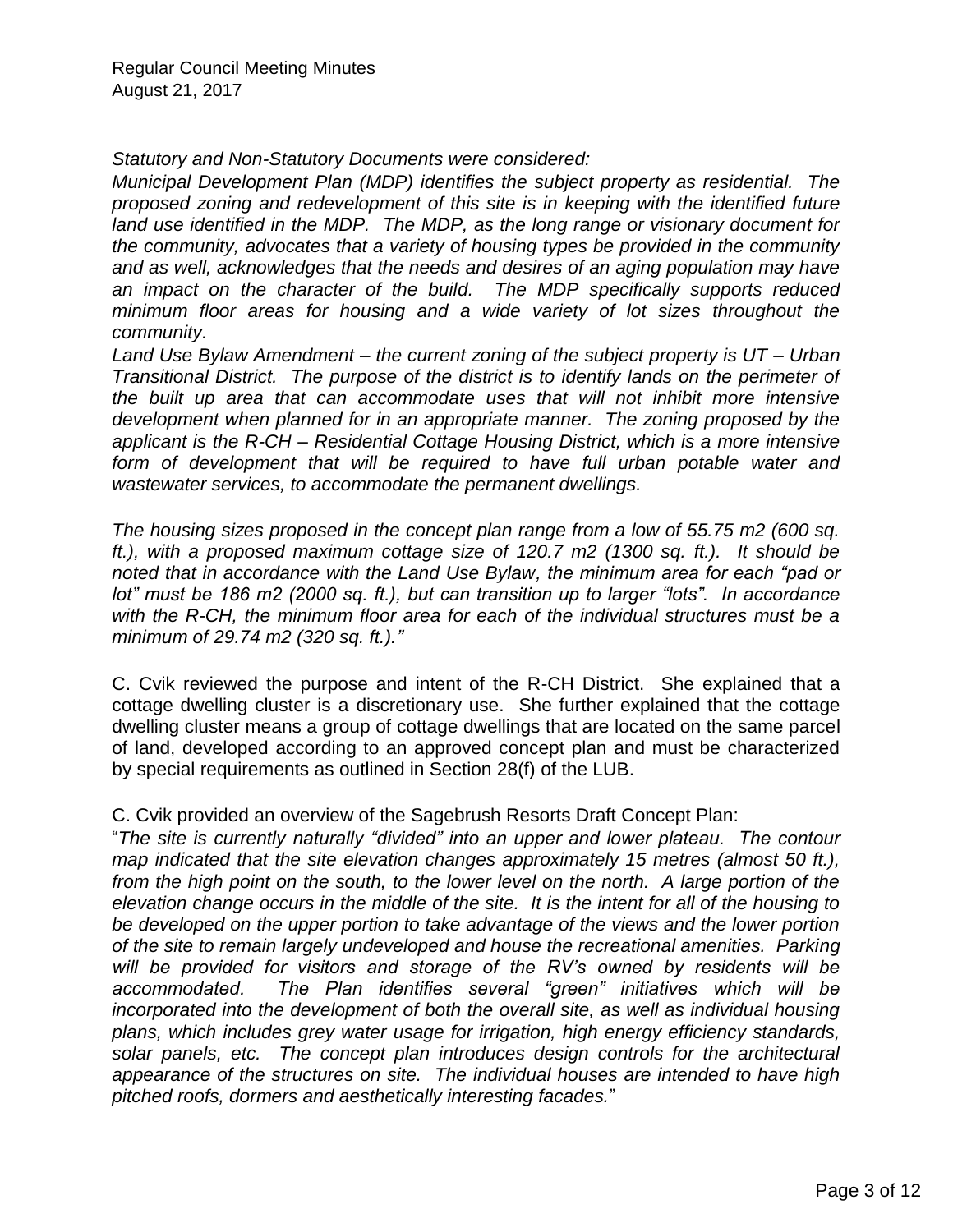*Statutory and Non-Statutory Documents were considered:*
*Municipal Development Plan (MDP) identifies the subject property as residential. The proposed zoning and redevelopment of this site is in keeping with the identified future land use identified in the MDP. The MDP, as the long range or visionary document for the community, advocates that a variety of housing types be provided in the community and as well, acknowledges that the needs and desires of an aging population may have an impact on the character of the build. The MDP specifically supports reduced minimum floor areas for housing and a wide variety of lot sizes throughout the community.*
*Land Use Bylaw Amendment – the current zoning of the subject property is UT – Urban Transitional District. The purpose of the district is to identify lands on the perimeter of the built up area that can accommodate uses that will not inhibit more intensive development when planned for in an appropriate manner. The zoning proposed by the applicant is the R-CH – Residential Cottage Housing District, which is a more intensive form of development that will be required to have full urban potable water and wastewater services, to accommodate the permanent dwellings.*

*The housing sizes proposed in the concept plan range from a low of 55.75 m2 (600 sq. ft.), with a proposed maximum cottage size of 120.7 m2 (1300 sq. ft.). It should be noted that in accordance with the Land Use Bylaw, the minimum area for each "pad or lot" must be 186 m2 (2000 sq. ft.), but can transition up to larger "lots". In accordance with the R-CH, the minimum floor area for each of the individual structures must be a minimum of 29.74 m2 (320 sq. ft.)."*

C. Cvik reviewed the purpose and intent of the R-CH District. She explained that a cottage dwelling cluster is a discretionary use. She further explained that the cottage dwelling cluster means a group of cottage dwellings that are located on the same parcel of land, developed according to an approved concept plan and must be characterized by special requirements as outlined in Section 28(f) of the LUB.

C. Cvik provided an overview of the Sagebrush Resorts Draft Concept Plan:
"*The site is currently naturally "divided" into an upper and lower plateau. The contour map indicated that the site elevation changes approximately 15 metres (almost 50 ft.), from the high point on the south, to the lower level on the north. A large portion of the elevation change occurs in the middle of the site. It is the intent for all of the housing to be developed on the upper portion to take advantage of the views and the lower portion of the site to remain largely undeveloped and house the recreational amenities. Parking will be provided for visitors and storage of the RV's owned by residents will be accommodated. The Plan identifies several "green" initiatives which will be incorporated into the development of both the overall site, as well as individual housing plans, which includes grey water usage for irrigation, high energy efficiency standards, solar panels, etc. The concept plan introduces design controls for the architectural appearance of the structures on site. The individual houses are intended to have high pitched roofs, dormers and aesthetically interesting facades.*"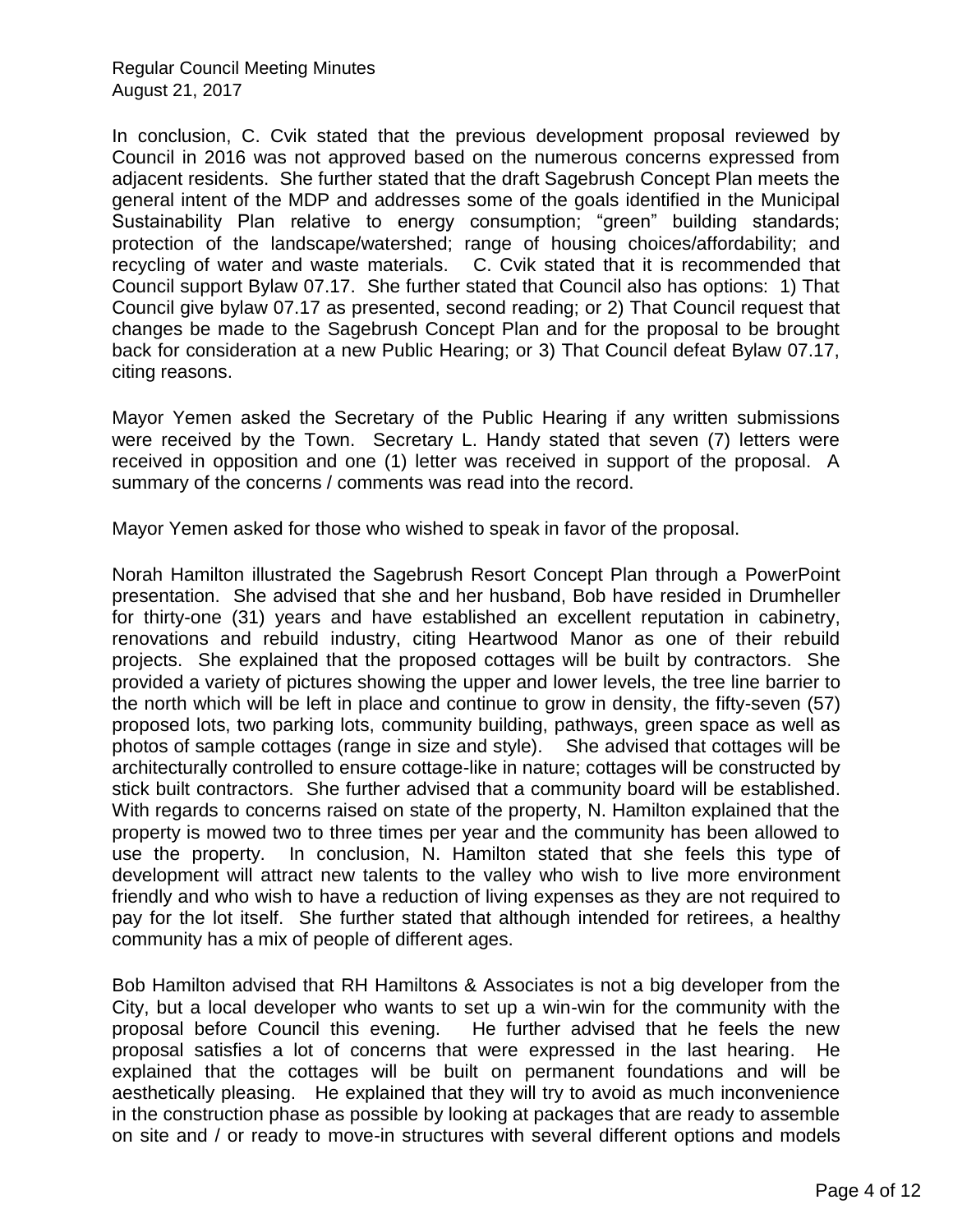In conclusion, C. Cvik stated that the previous development proposal reviewed by Council in 2016 was not approved based on the numerous concerns expressed from adjacent residents. She further stated that the draft Sagebrush Concept Plan meets the general intent of the MDP and addresses some of the goals identified in the Municipal Sustainability Plan relative to energy consumption; "green" building standards; protection of the landscape/watershed; range of housing choices/affordability; and recycling of water and waste materials. C. Cvik stated that it is recommended that Council support Bylaw 07.17. She further stated that Council also has options: 1) That Council give bylaw 07.17 as presented, second reading; or 2) That Council request that changes be made to the Sagebrush Concept Plan and for the proposal to be brought back for consideration at a new Public Hearing; or 3) That Council defeat Bylaw 07.17, citing reasons.

Mayor Yemen asked the Secretary of the Public Hearing if any written submissions were received by the Town. Secretary L. Handy stated that seven (7) letters were received in opposition and one (1) letter was received in support of the proposal. A summary of the concerns / comments was read into the record.

Mayor Yemen asked for those who wished to speak in favor of the proposal.

Norah Hamilton illustrated the Sagebrush Resort Concept Plan through a PowerPoint presentation. She advised that she and her husband, Bob have resided in Drumheller for thirty-one (31) years and have established an excellent reputation in cabinetry, renovations and rebuild industry, citing Heartwood Manor as one of their rebuild projects. She explained that the proposed cottages will be built by contractors. She provided a variety of pictures showing the upper and lower levels, the tree line barrier to the north which will be left in place and continue to grow in density, the fifty-seven (57) proposed lots, two parking lots, community building, pathways, green space as well as photos of sample cottages (range in size and style). She advised that cottages will be architecturally controlled to ensure cottage-like in nature; cottages will be constructed by stick built contractors. She further advised that a community board will be established. With regards to concerns raised on state of the property, N. Hamilton explained that the property is mowed two to three times per year and the community has been allowed to use the property. In conclusion, N. Hamilton stated that she feels this type of development will attract new talents to the valley who wish to live more environment friendly and who wish to have a reduction of living expenses as they are not required to pay for the lot itself. She further stated that although intended for retirees, a healthy community has a mix of people of different ages.

Bob Hamilton advised that RH Hamiltons & Associates is not a big developer from the City, but a local developer who wants to set up a win-win for the community with the proposal before Council this evening. He further advised that he feels the new proposal satisfies a lot of concerns that were expressed in the last hearing. He explained that the cottages will be built on permanent foundations and will be aesthetically pleasing. He explained that they will try to avoid as much inconvenience in the construction phase as possible by looking at packages that are ready to assemble on site and / or ready to move-in structures with several different options and models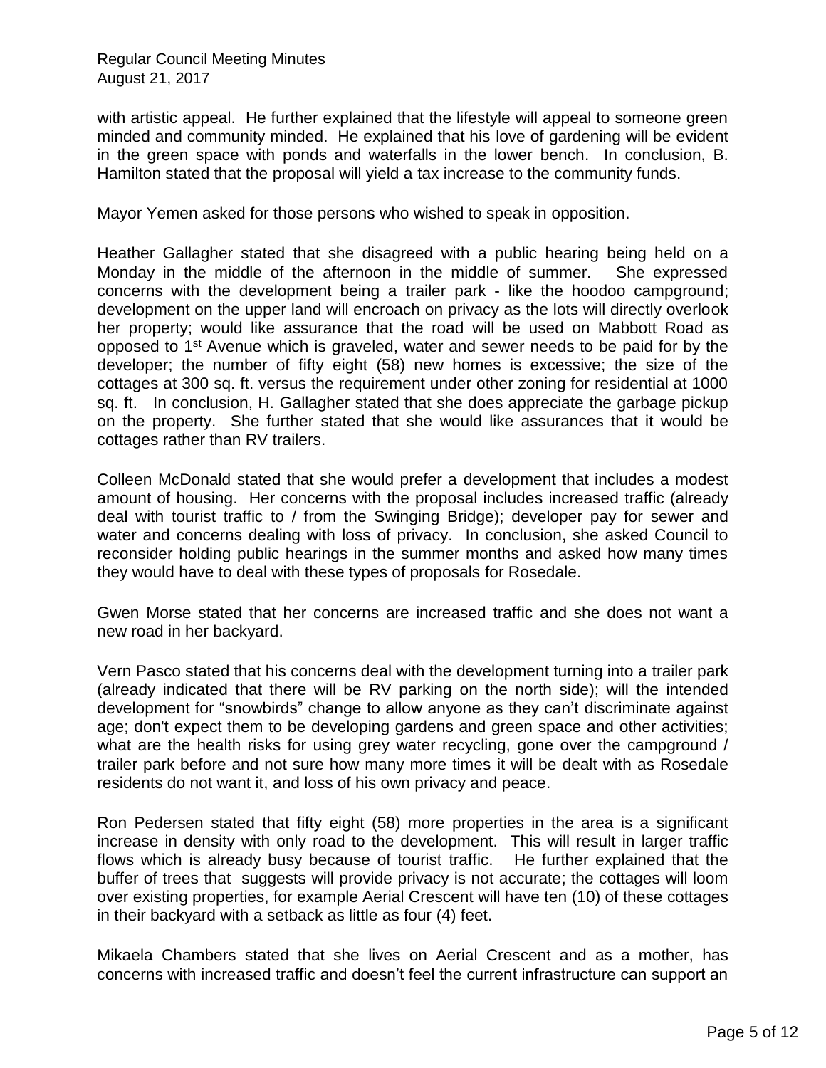with artistic appeal. He further explained that the lifestyle will appeal to someone green minded and community minded. He explained that his love of gardening will be evident in the green space with ponds and waterfalls in the lower bench. In conclusion, B. Hamilton stated that the proposal will yield a tax increase to the community funds.

Mayor Yemen asked for those persons who wished to speak in opposition.

Heather Gallagher stated that she disagreed with a public hearing being held on a Monday in the middle of the afternoon in the middle of summer. She expressed concerns with the development being a trailer park - like the hoodoo campground; development on the upper land will encroach on privacy as the lots will directly overlook her property; would like assurance that the road will be used on Mabbott Road as opposed to 1st Avenue which is graveled, water and sewer needs to be paid for by the developer; the number of fifty eight (58) new homes is excessive; the size of the cottages at 300 sq. ft. versus the requirement under other zoning for residential at 1000 sq. ft. In conclusion, H. Gallagher stated that she does appreciate the garbage pickup on the property. She further stated that she would like assurances that it would be cottages rather than RV trailers.

Colleen McDonald stated that she would prefer a development that includes a modest amount of housing. Her concerns with the proposal includes increased traffic (already deal with tourist traffic to / from the Swinging Bridge); developer pay for sewer and water and concerns dealing with loss of privacy. In conclusion, she asked Council to reconsider holding public hearings in the summer months and asked how many times they would have to deal with these types of proposals for Rosedale.

Gwen Morse stated that her concerns are increased traffic and she does not want a new road in her backyard.

Vern Pasco stated that his concerns deal with the development turning into a trailer park (already indicated that there will be RV parking on the north side); will the intended development for "snowbirds" change to allow anyone as they can't discriminate against age; don't expect them to be developing gardens and green space and other activities; what are the health risks for using grey water recycling, gone over the campground / trailer park before and not sure how many more times it will be dealt with as Rosedale residents do not want it, and loss of his own privacy and peace.

Ron Pedersen stated that fifty eight (58) more properties in the area is a significant increase in density with only road to the development. This will result in larger traffic flows which is already busy because of tourist traffic. He further explained that the buffer of trees that suggests will provide privacy is not accurate; the cottages will loom over existing properties, for example Aerial Crescent will have ten (10) of these cottages in their backyard with a setback as little as four (4) feet.

Mikaela Chambers stated that she lives on Aerial Crescent and as a mother, has concerns with increased traffic and doesn't feel the current infrastructure can support an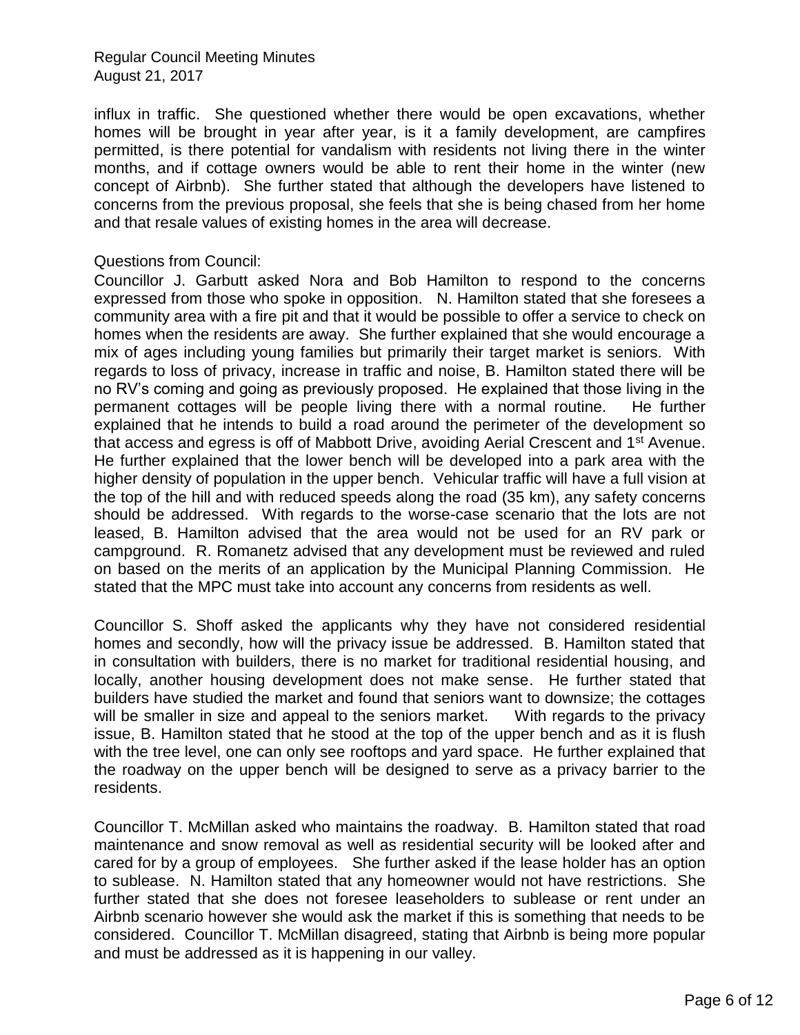influx in traffic. She questioned whether there would be open excavations, whether homes will be brought in year after year, is it a family development, are campfires permitted, is there potential for vandalism with residents not living there in the winter months, and if cottage owners would be able to rent their home in the winter (new concept of Airbnb). She further stated that although the developers have listened to concerns from the previous proposal, she feels that she is being chased from her home and that resale values of existing homes in the area will decrease.

Questions from Council:

Councillor J. Garbutt asked Nora and Bob Hamilton to respond to the concerns expressed from those who spoke in opposition. N. Hamilton stated that she foresees a community area with a fire pit and that it would be possible to offer a service to check on homes when the residents are away. She further explained that she would encourage a mix of ages including young families but primarily their target market is seniors. With regards to loss of privacy, increase in traffic and noise, B. Hamilton stated there will be no RV's coming and going as previously proposed. He explained that those living in the permanent cottages will be people living there with a normal routine. He further explained that he intends to build a road around the perimeter of the development so that access and egress is off of Mabbott Drive, avoiding Aerial Crescent and 1st Avenue. He further explained that the lower bench will be developed into a park area with the higher density of population in the upper bench. Vehicular traffic will have a full vision at the top of the hill and with reduced speeds along the road (35 km), any safety concerns should be addressed. With regards to the worse-case scenario that the lots are not leased, B. Hamilton advised that the area would not be used for an RV park or campground. R. Romanetz advised that any development must be reviewed and ruled on based on the merits of an application by the Municipal Planning Commission. He stated that the MPC must take into account any concerns from residents as well.

Councillor S. Shoff asked the applicants why they have not considered residential homes and secondly, how will the privacy issue be addressed. B. Hamilton stated that in consultation with builders, there is no market for traditional residential housing, and locally, another housing development does not make sense. He further stated that builders have studied the market and found that seniors want to downsize; the cottages will be smaller in size and appeal to the seniors market. With regards to the privacy issue, B. Hamilton stated that he stood at the top of the upper bench and as it is flush with the tree level, one can only see rooftops and yard space. He further explained that the roadway on the upper bench will be designed to serve as a privacy barrier to the residents.

Councillor T. McMillan asked who maintains the roadway. B. Hamilton stated that road maintenance and snow removal as well as residential security will be looked after and cared for by a group of employees. She further asked if the lease holder has an option to sublease. N. Hamilton stated that any homeowner would not have restrictions. She further stated that she does not foresee leaseholders to sublease or rent under an Airbnb scenario however she would ask the market if this is something that needs to be considered. Councillor T. McMillan disagreed, stating that Airbnb is being more popular and must be addressed as it is happening in our valley.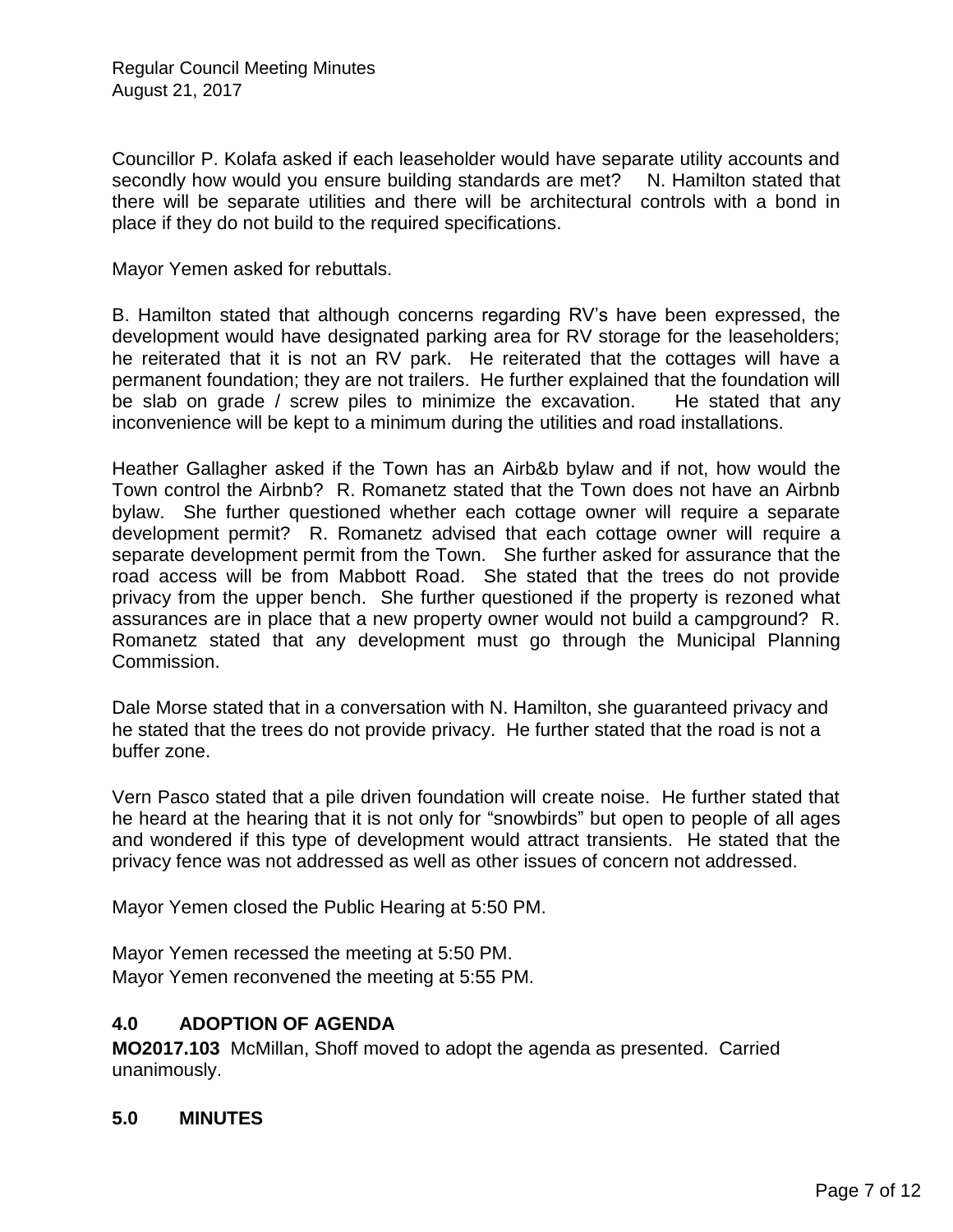Councillor P. Kolafa asked if each leaseholder would have separate utility accounts and secondly how would you ensure building standards are met? N. Hamilton stated that there will be separate utilities and there will be architectural controls with a bond in place if they do not build to the required specifications.

Mayor Yemen asked for rebuttals.

B. Hamilton stated that although concerns regarding RV's have been expressed, the development would have designated parking area for RV storage for the leaseholders; he reiterated that it is not an RV park. He reiterated that the cottages will have a permanent foundation; they are not trailers. He further explained that the foundation will be slab on grade / screw piles to minimize the excavation. He stated that any inconvenience will be kept to a minimum during the utilities and road installations.

Heather Gallagher asked if the Town has an Airb&b bylaw and if not, how would the Town control the Airbnb? R. Romanetz stated that the Town does not have an Airbnb bylaw. She further questioned whether each cottage owner will require a separate development permit? R. Romanetz advised that each cottage owner will require a separate development permit from the Town. She further asked for assurance that the road access will be from Mabbott Road. She stated that the trees do not provide privacy from the upper bench. She further questioned if the property is rezoned what assurances are in place that a new property owner would not build a campground? R. Romanetz stated that any development must go through the Municipal Planning Commission.

Dale Morse stated that in a conversation with N. Hamilton, she guaranteed privacy and he stated that the trees do not provide privacy. He further stated that the road is not a buffer zone.

Vern Pasco stated that a pile driven foundation will create noise. He further stated that he heard at the hearing that it is not only for "snowbirds" but open to people of all ages and wondered if this type of development would attract transients. He stated that the privacy fence was not addressed as well as other issues of concern not addressed.

Mayor Yemen closed the Public Hearing at 5:50 PM.

Mayor Yemen recessed the meeting at 5:50 PM.
Mayor Yemen reconvened the meeting at 5:55 PM.

## 4.0 ADOPTION OF AGENDA

**MO2017.103** McMillan, Shoff moved to adopt the agenda as presented. Carried unanimously.

## 5.0 MINUTES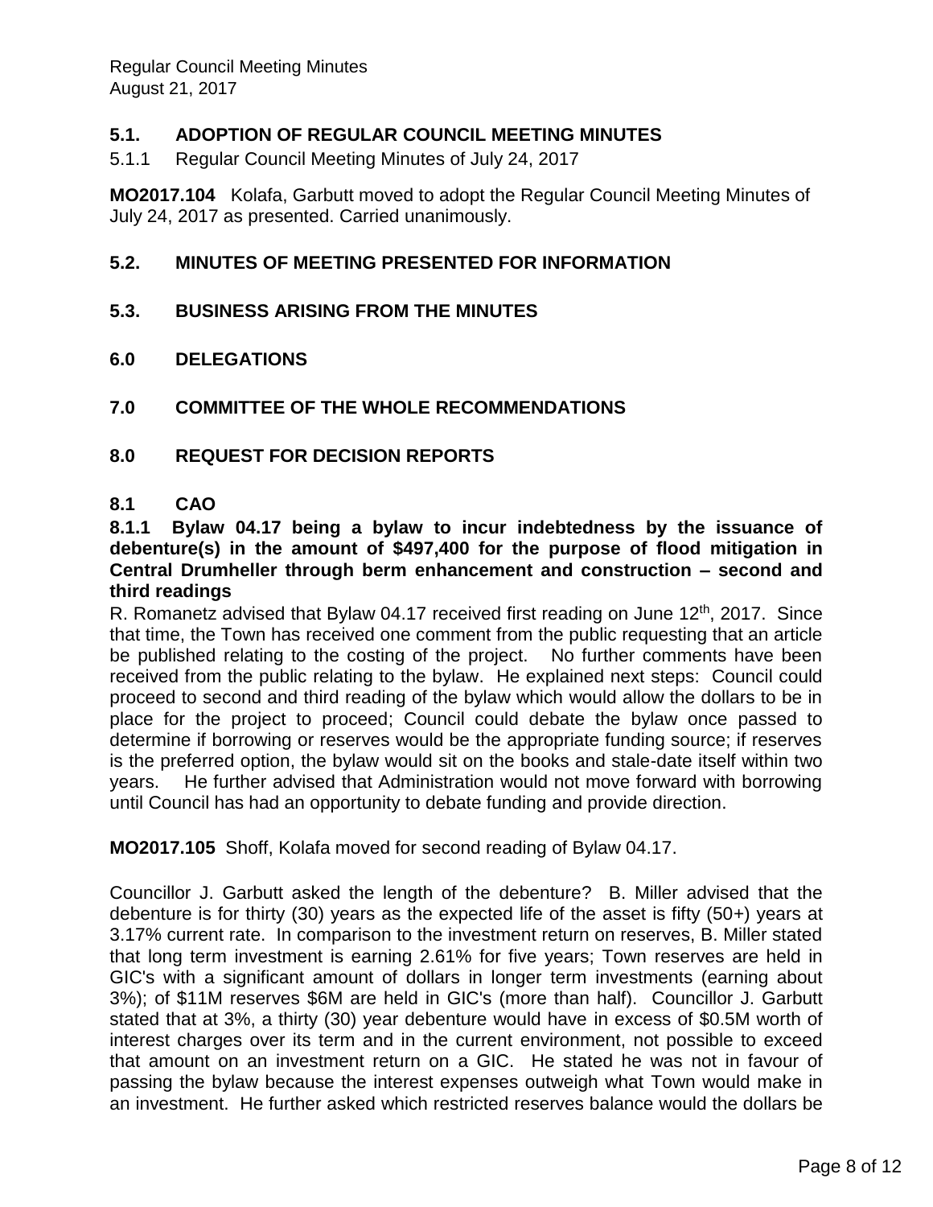## 5.1. ADOPTION OF REGULAR COUNCIL MEETING MINUTES

5.1.1 Regular Council Meeting Minutes of July 24, 2017

**MO2017.104** Kolafa, Garbutt moved to adopt the Regular Council Meeting Minutes of July 24, 2017 as presented. Carried unanimously.

## 5.2. MINUTES OF MEETING PRESENTED FOR INFORMATION

## 5.3. BUSINESS ARISING FROM THE MINUTES

## 6.0 DELEGATIONS

## 7.0 COMMITTEE OF THE WHOLE RECOMMENDATIONS

## 8.0 REQUEST FOR DECISION REPORTS

## 8.1 CAO

**8.1.1 Bylaw 04.17 being a bylaw to incur indebtedness by the issuance of debenture(s) in the amount of $497,400 for the purpose of flood mitigation in Central Drumheller through berm enhancement and construction – second and third readings**

R. Romanetz advised that Bylaw 04.17 received first reading on June 12th, 2017. Since that time, the Town has received one comment from the public requesting that an article be published relating to the costing of the project. No further comments have been received from the public relating to the bylaw. He explained next steps: Council could proceed to second and third reading of the bylaw which would allow the dollars to be in place for the project to proceed; Council could debate the bylaw once passed to determine if borrowing or reserves would be the appropriate funding source; if reserves is the preferred option, the bylaw would sit on the books and stale-date itself within two years. He further advised that Administration would not move forward with borrowing until Council has had an opportunity to debate funding and provide direction.

**MO2017.105** Shoff, Kolafa moved for second reading of Bylaw 04.17.

Councillor J. Garbutt asked the length of the debenture? B. Miller advised that the debenture is for thirty (30) years as the expected life of the asset is fifty (50+) years at 3.17% current rate. In comparison to the investment return on reserves, B. Miller stated that long term investment is earning 2.61% for five years; Town reserves are held in GIC's with a significant amount of dollars in longer term investments (earning about 3%); of $11M reserves $6M are held in GIC's (more than half). Councillor J. Garbutt stated that at 3%, a thirty (30) year debenture would have in excess of $0.5M worth of interest charges over its term and in the current environment, not possible to exceed that amount on an investment return on a GIC. He stated he was not in favour of passing the bylaw because the interest expenses outweigh what Town would make in an investment. He further asked which restricted reserves balance would the dollars be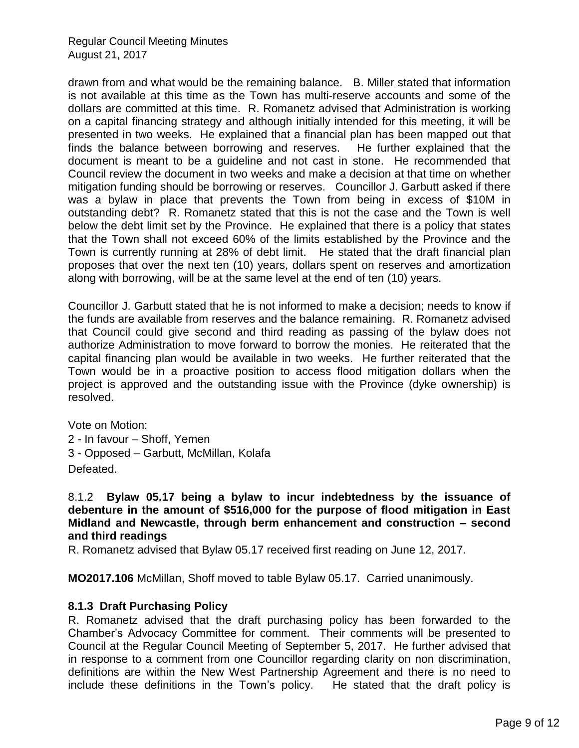drawn from and what would be the remaining balance. B. Miller stated that information is not available at this time as the Town has multi-reserve accounts and some of the dollars are committed at this time. R. Romanetz advised that Administration is working on a capital financing strategy and although initially intended for this meeting, it will be presented in two weeks. He explained that a financial plan has been mapped out that finds the balance between borrowing and reserves. He further explained that the document is meant to be a guideline and not cast in stone. He recommended that Council review the document in two weeks and make a decision at that time on whether mitigation funding should be borrowing or reserves. Councillor J. Garbutt asked if there was a bylaw in place that prevents the Town from being in excess of $10M in outstanding debt? R. Romanetz stated that this is not the case and the Town is well below the debt limit set by the Province. He explained that there is a policy that states that the Town shall not exceed 60% of the limits established by the Province and the Town is currently running at 28% of debt limit. He stated that the draft financial plan proposes that over the next ten (10) years, dollars spent on reserves and amortization along with borrowing, will be at the same level at the end of ten (10) years.

Councillor J. Garbutt stated that he is not informed to make a decision; needs to know if the funds are available from reserves and the balance remaining. R. Romanetz advised that Council could give second and third reading as passing of the bylaw does not authorize Administration to move forward to borrow the monies. He reiterated that the capital financing plan would be available in two weeks. He further reiterated that the Town would be in a proactive position to access flood mitigation dollars when the project is approved and the outstanding issue with the Province (dyke ownership) is resolved.

Vote on Motion:
2 - In favour – Shoff, Yemen
3 - Opposed – Garbutt, McMillan, Kolafa
Defeated.

8.1.2 **Bylaw 05.17 being a bylaw to incur indebtedness by the issuance of debenture in the amount of $516,000 for the purpose of flood mitigation in East Midland and Newcastle, through berm enhancement and construction – second and third readings**
R. Romanetz advised that Bylaw 05.17 received first reading on June 12, 2017.

**MO2017.106** McMillan, Shoff moved to table Bylaw 05.17. Carried unanimously.

### 8.1.3 Draft Purchasing Policy

R. Romanetz advised that the draft purchasing policy has been forwarded to the Chamber's Advocacy Committee for comment. Their comments will be presented to Council at the Regular Council Meeting of September 5, 2017. He further advised that in response to a comment from one Councillor regarding clarity on non discrimination, definitions are within the New West Partnership Agreement and there is no need to include these definitions in the Town's policy. He stated that the draft policy is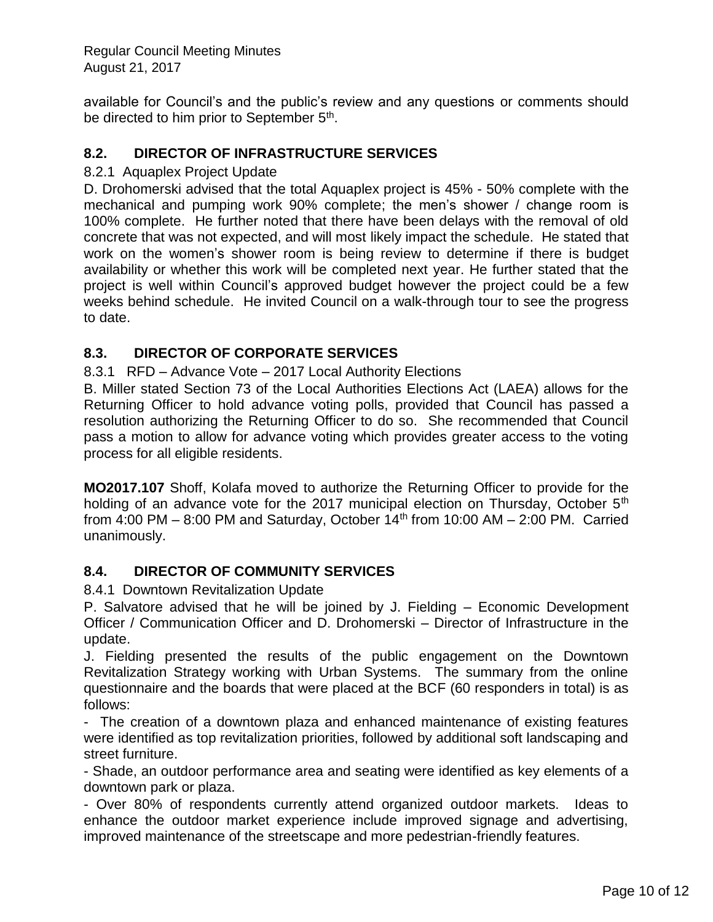available for Council's and the public's review and any questions or comments should be directed to him prior to September 5th.

## 8.2. DIRECTOR OF INFRASTRUCTURE SERVICES

8.2.1 Aquaplex Project Update

D. Drohomerski advised that the total Aquaplex project is 45% - 50% complete with the mechanical and pumping work 90% complete; the men's shower / change room is 100% complete. He further noted that there have been delays with the removal of old concrete that was not expected, and will most likely impact the schedule. He stated that work on the women's shower room is being review to determine if there is budget availability or whether this work will be completed next year. He further stated that the project is well within Council's approved budget however the project could be a few weeks behind schedule. He invited Council on a walk-through tour to see the progress to date.

## 8.3. DIRECTOR OF CORPORATE SERVICES

8.3.1 RFD – Advance Vote – 2017 Local Authority Elections

B. Miller stated Section 73 of the Local Authorities Elections Act (LAEA) allows for the Returning Officer to hold advance voting polls, provided that Council has passed a resolution authorizing the Returning Officer to do so. She recommended that Council pass a motion to allow for advance voting which provides greater access to the voting process for all eligible residents.

**MO2017.107** Shoff, Kolafa moved to authorize the Returning Officer to provide for the holding of an advance vote for the 2017 municipal election on Thursday, October 5th from 4:00 PM – 8:00 PM and Saturday, October 14th from 10:00 AM – 2:00 PM. Carried unanimously.

## 8.4. DIRECTOR OF COMMUNITY SERVICES

8.4.1 Downtown Revitalization Update

P. Salvatore advised that he will be joined by J. Fielding – Economic Development Officer / Communication Officer and D. Drohomerski – Director of Infrastructure in the update.

J. Fielding presented the results of the public engagement on the Downtown Revitalization Strategy working with Urban Systems. The summary from the online questionnaire and the boards that were placed at the BCF (60 responders in total) is as follows:

- The creation of a downtown plaza and enhanced maintenance of existing features were identified as top revitalization priorities, followed by additional soft landscaping and street furniture.
- Shade, an outdoor performance area and seating were identified as key elements of a downtown park or plaza.
- Over 80% of respondents currently attend organized outdoor markets. Ideas to enhance the outdoor market experience include improved signage and advertising, improved maintenance of the streetscape and more pedestrian-friendly features.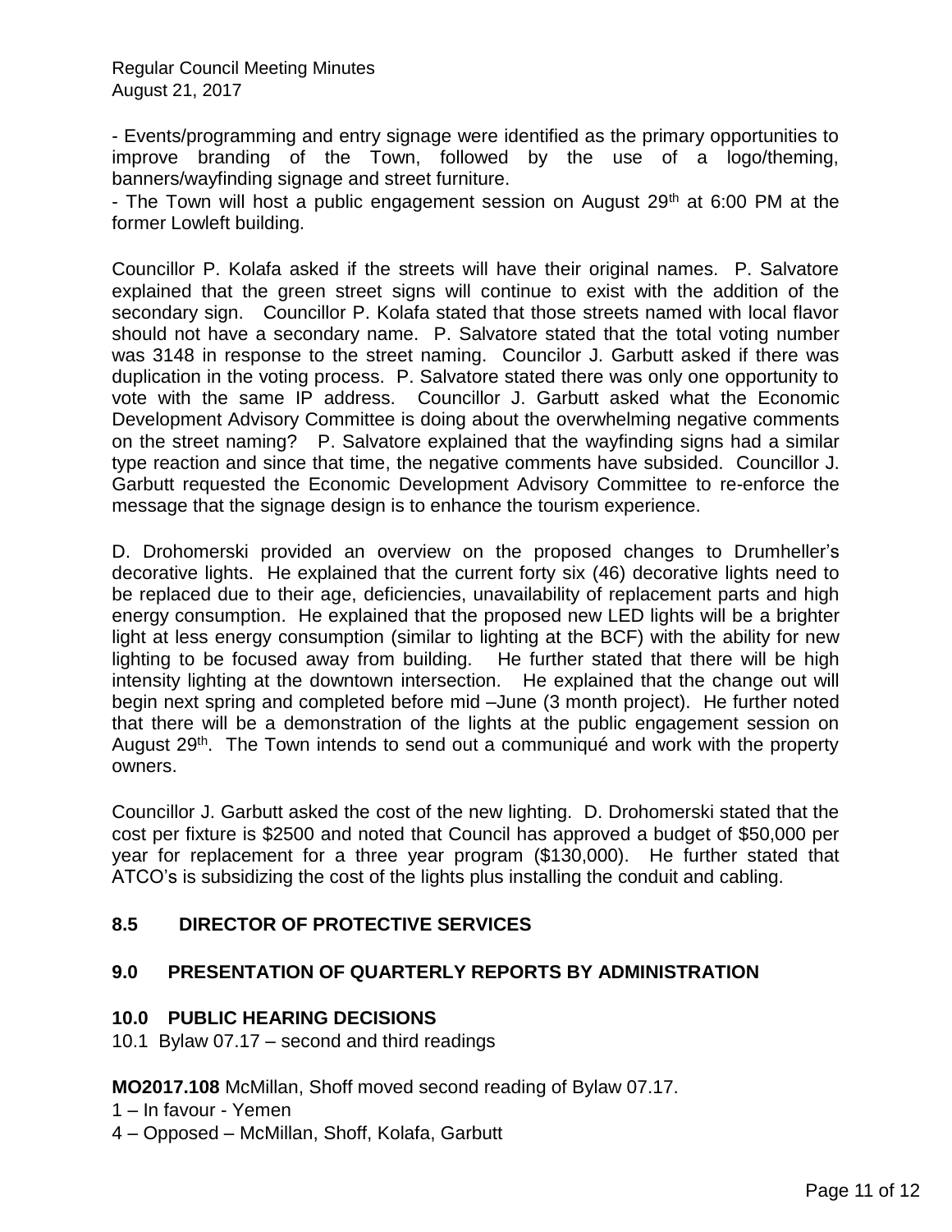- Events/programming and entry signage were identified as the primary opportunities to improve branding of the Town, followed by the use of a logo/theming, banners/wayfinding signage and street furniture.
- The Town will host a public engagement session on August 29th at 6:00 PM at the former Lowleft building.

Councillor P. Kolafa asked if the streets will have their original names. P. Salvatore explained that the green street signs will continue to exist with the addition of the secondary sign. Councillor P. Kolafa stated that those streets named with local flavor should not have a secondary name. P. Salvatore stated that the total voting number was 3148 in response to the street naming. Councilor J. Garbutt asked if there was duplication in the voting process. P. Salvatore stated there was only one opportunity to vote with the same IP address. Councillor J. Garbutt asked what the Economic Development Advisory Committee is doing about the overwhelming negative comments on the street naming? P. Salvatore explained that the wayfinding signs had a similar type reaction and since that time, the negative comments have subsided. Councillor J. Garbutt requested the Economic Development Advisory Committee to re-enforce the message that the signage design is to enhance the tourism experience.

D. Drohomerski provided an overview on the proposed changes to Drumheller's decorative lights. He explained that the current forty six (46) decorative lights need to be replaced due to their age, deficiencies, unavailability of replacement parts and high energy consumption. He explained that the proposed new LED lights will be a brighter light at less energy consumption (similar to lighting at the BCF) with the ability for new lighting to be focused away from building. He further stated that there will be high intensity lighting at the downtown intersection. He explained that the change out will begin next spring and completed before mid –June (3 month project). He further noted that there will be a demonstration of the lights at the public engagement session on August 29th. The Town intends to send out a communiqué and work with the property owners.

Councillor J. Garbutt asked the cost of the new lighting. D. Drohomerski stated that the cost per fixture is $2500 and noted that Council has approved a budget of $50,000 per year for replacement for a three year program ($130,000). He further stated that ATCO's is subsidizing the cost of the lights plus installing the conduit and cabling.

## 8.5 DIRECTOR OF PROTECTIVE SERVICES

## 9.0 PRESENTATION OF QUARTERLY REPORTS BY ADMINISTRATION

## 10.0 PUBLIC HEARING DECISIONS

10.1 Bylaw 07.17 – second and third readings

**MO2017.108** McMillan, Shoff moved second reading of Bylaw 07.17.

1 – In favour - Yemen

4 – Opposed – McMillan, Shoff, Kolafa, Garbutt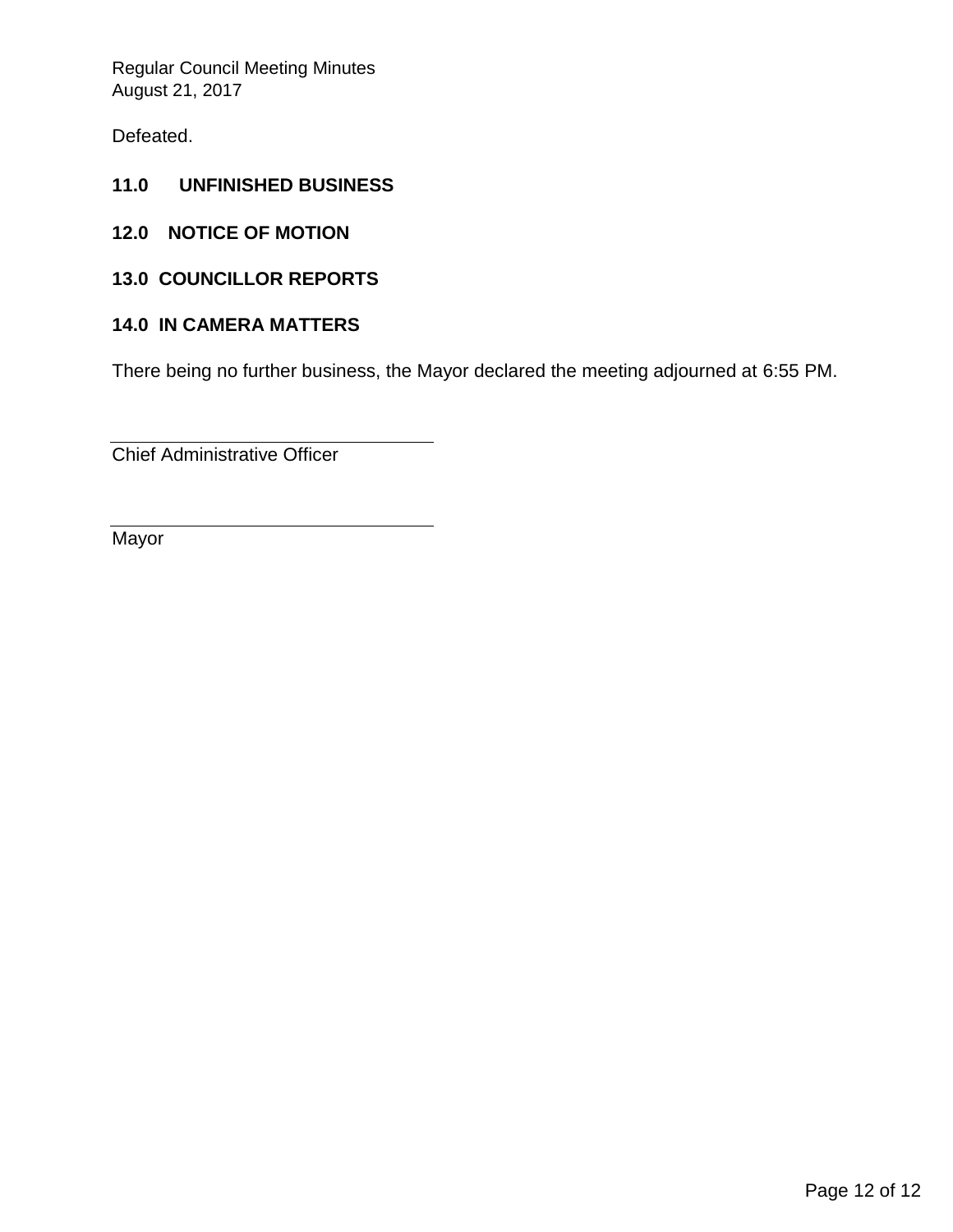Defeated.

## 11.0 UNFINISHED BUSINESS

## 12.0 NOTICE OF MOTION

## 13.0 COUNCILLOR REPORTS

## 14.0 IN CAMERA MATTERS

There being no further business, the Mayor declared the meeting adjourned at 6:55 PM.

\_\_\_\_\_\_\_\_\_\_\_\_\_\_\_\_\_\_\_\_\_\_\_\_\_\_\_\_\_\_\_\_\_\_
Chief Administrative Officer

\_\_\_\_\_\_\_\_\_\_\_\_\_\_\_\_\_\_\_\_\_\_\_\_\_\_\_\_\_\_\_\_\_\_
Mayor